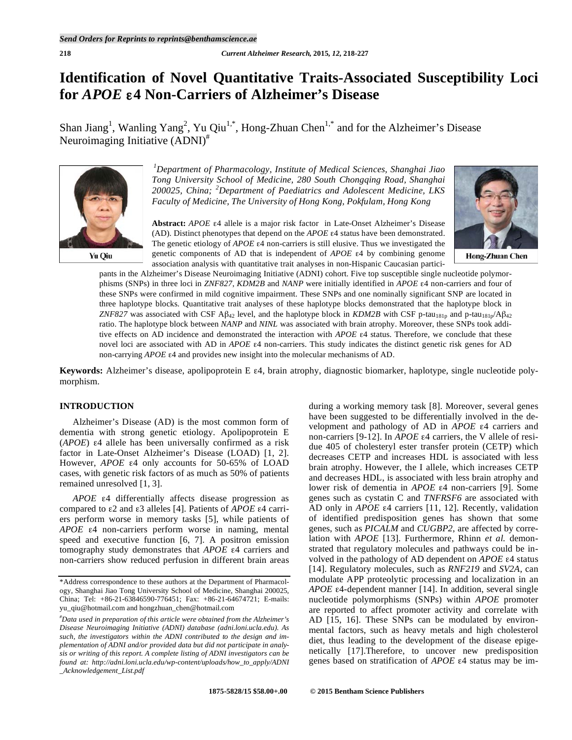# Identification of Novel Quantitative Traits-Associated Susceptibility Loci for *APOE* ε4 Non-Carriers of Alzheimer's Disease

Shan Jiang[1], Wanling Yang[2], Yu Qiu[1,*], Hong-Zhuan Chen[1,*] and for the Alzheimer's Disease Neuroimaging Initiative (ADNI)[#]

*[1]Department of Pharmacology, Institute of Medical Sciences, Shanghai Jiao Tong University School of Medicine, 280 South Chongqing Road, Shanghai 200025, China; [2]Department of Paediatrics and Adolescent Medicine, LKS Faculty of Medicine, The University of Hong Kong, Pokfulam, Hong Kong*

Yu Qiu

Hong-Zhuan Chen

**Abstract:** *APOE* ε4 allele is a major risk factor in Late-Onset Alzheimer's Disease (AD). Distinct phenotypes that depend on the *APOE* ε4 status have been demonstrated. The genetic etiology of *APOE* ε4 non-carriers is still elusive. Thus we investigated the genetic components of AD that is independent of *APOE* ε4 by combining genome association analysis with quantitative trait analyses in non-Hispanic Caucasian participants in the Alzheimer's Disease Neuroimaging Initiative (ADNI) cohort. Five top susceptible single nucleotide polymorphisms (SNPs) in three loci in *ZNF827*, *KDM2B* and *NANP* were initially identified in *APOE* ε4 non-carriers and four of these SNPs were confirmed in mild cognitive impairment. These SNPs and one nominally significant SNP are located in three haplotype blocks. Quantitative trait analyses of these haplotype blocks demonstrated that the haplotype block in *ZNF827* was associated with CSF $A\beta_{42}$ level, and the haplotype block in *KDM2B* with CSF p-$tau_{181p}$ and p-$tau_{181p}/A\beta_{42}$ ratio. The haplotype block between *NANP* and *NINL* was associated with brain atrophy. Moreover, these SNPs took additive effects on AD incidence and demonstrated the interaction with *APOE* ε4 status. Therefore, we conclude that these novel loci are associated with AD in *APOE* ε4 non-carriers. This study indicates the distinct genetic risk genes for AD non-carrying *APOE* ε4 and provides new insight into the molecular mechanisms of AD.

**Keywords:** Alzheimer's disease, apolipoprotein E ε4, brain atrophy, diagnostic biomarker, haplotype, single nucleotide polymorphism.

## INTRODUCTION

Alzheimer's Disease (AD) is the most common form of dementia with strong genetic etiology. Apolipoprotein E (*APOE*) ε4 allele has been universally confirmed as a risk factor in Late-Onset Alzheimer's Disease (LOAD) [1, 2]. However, *APOE* ε4 only accounts for 50-65% of LOAD cases, with genetic risk factors of as much as 50% of patients remained unresolved [1, 3].

*APOE* ε4 differentially affects disease progression as compared to ε2 and ε3 alleles [4]. Patients of *APOE* ε4 carriers perform worse in memory tasks [5], while patients of *APOE* ε4 non-carriers perform worse in naming, mental speed and executive function [6, 7]. A positron emission tomography study demonstrates that *APOE* ε4 carriers and non-carriers show reduced perfusion in different brain areas during a working memory task [8]. Moreover, several genes have been suggested to be differentially involved in the development and pathology of AD in *APOE* ε4 carriers and non-carriers [9-12]. In *APOE* ε4 carriers, the V allele of residue 405 of cholesteryl ester transfer protein (CETP) which decreases CETP and increases HDL is associated with less brain atrophy. However, the I allele, which increases CETP and decreases HDL, is associated with less brain atrophy and lower risk of dementia in *APOE* ε4 non-carriers [9]. Some genes such as cystatin C and *TNFRSF6* are associated with AD only in *APOE* ε4 carriers [11, 12]. Recently, validation of identified predisposition genes has shown that some genes, such as *PICALM* and *CUGBP2*, are affected by correlation with *APOE* [13]. Furthermore, Rhinn *et al.* demonstrated that regulatory molecules and pathways could be involved in the pathology of AD dependent on *APOE* ε4 status [14]. Regulatory molecules, such as *RNF219* and *SV2A*, can modulate APP proteolytic processing and localization in an *APOE* ε4-dependent manner [14]. In addition, several single nucleotide polymorphisms (SNPs) within *APOE* promoter are reported to affect promoter activity and correlate with AD [15, 16]. These SNPs can be modulated by environmental factors, such as heavy metals and high cholesterol diet, thus leading to the development of the disease epigenetically [17].Therefore, to uncover new predisposition genes based on stratification of *APOE* ε4 status may be im-

*Address correspondence to these authors at the Department of Pharmacology, Shanghai Jiao Tong University School of Medicine, Shanghai 200025, China; Tel: +86-21-63846590-776451; Fax: +86-21-64674721; E-mails: yu_qiu@hotmail.com and hongzhuan_chen@hotmail.com

[#]*Data used in preparation of this article were obtained from the Alzheimer's Disease Neuroimaging Initiative (ADNI) database (adni.loni.ucla.edu). As such, the investigators within the ADNI contributed to the design and implementation of ADNI and/or provided data but did not participate in analysis or writing of this report. A complete listing of ADNI investigators can be found at: http://adni.loni.ucla.edu/wp-content/uploads/how_to_apply/ADNI_Acknowledgement_List.pdf*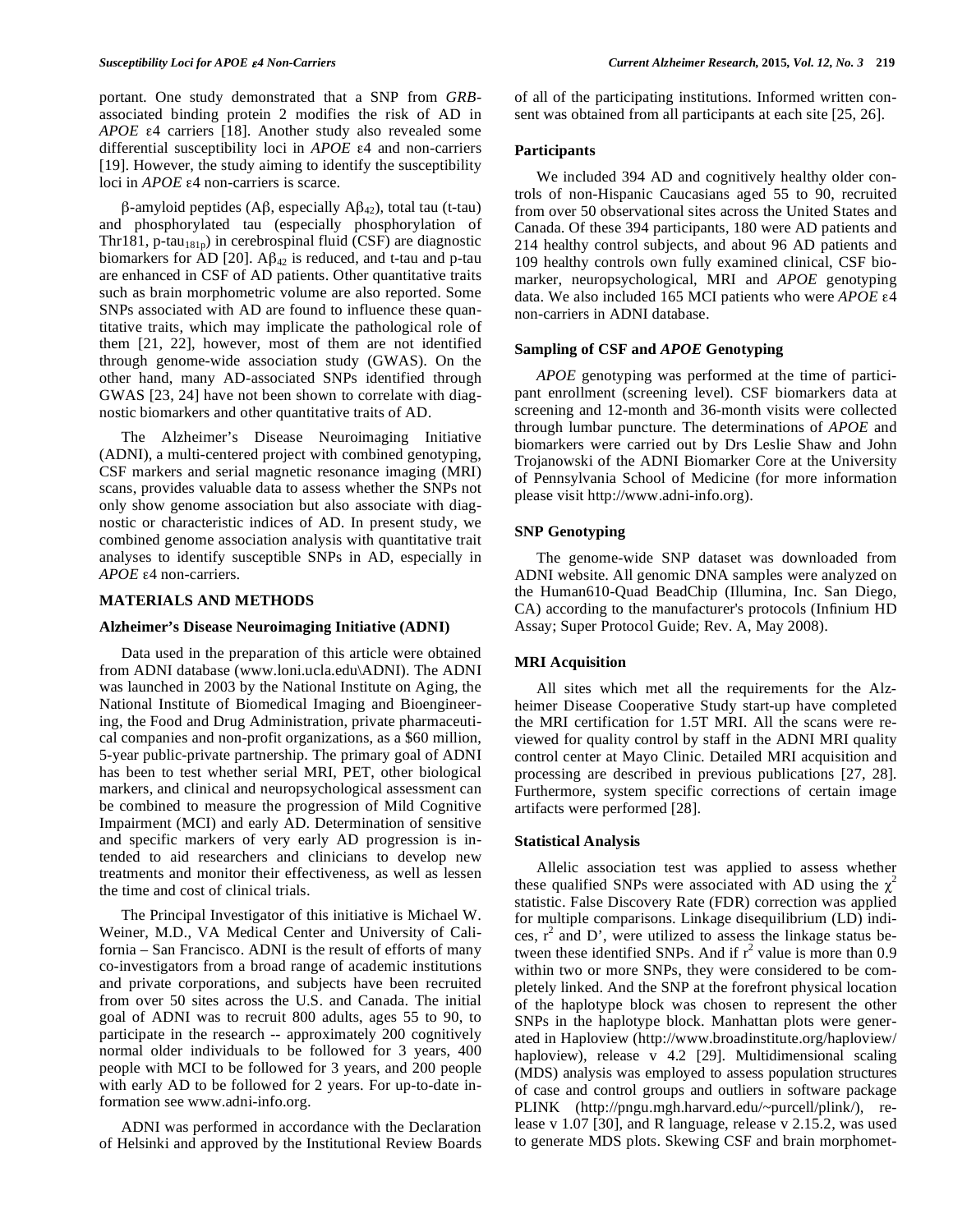portant. One study demonstrated that a SNP from *GRB*-associated binding protein 2 modifies the risk of AD in *APOE* ε4 carriers [18]. Another study also revealed some differential susceptibility loci in *APOE* ε4 and non-carriers [19]. However, the study aiming to identify the susceptibility loci in *APOE* ε4 non-carriers is scarce.

β-amyloid peptides (Aβ, especially $A\beta_{42}$), total tau (t-tau) and phosphorylated tau (especially phosphorylation of Thr181, p-$tau_{181p}$) in cerebrospinal fluid (CSF) are diagnostic biomarkers for AD [20]. $A\beta_{42}$ is reduced, and t-tau and p-tau are enhanced in CSF of AD patients. Other quantitative traits such as brain morphometric volume are also reported. Some SNPs associated with AD are found to influence these quantitative traits, which may implicate the pathological role of them [21, 22], however, most of them are not identified through genome-wide association study (GWAS). On the other hand, many AD-associated SNPs identified through GWAS [23, 24] have not been shown to correlate with diagnostic biomarkers and other quantitative traits of AD.

The Alzheimer's Disease Neuroimaging Initiative (ADNI), a multi-centered project with combined genotyping, CSF markers and serial magnetic resonance imaging (MRI) scans, provides valuable data to assess whether the SNPs not only show genome association but also associate with diagnostic or characteristic indices of AD. In present study, we combined genome association analysis with quantitative trait analyses to identify susceptible SNPs in AD, especially in *APOE* ε4 non-carriers.

## MATERIALS AND METHODS

### Alzheimer's Disease Neuroimaging Initiative (ADNI)

Data used in the preparation of this article were obtained from ADNI database (www.loni.ucla.edu\ADNI). The ADNI was launched in 2003 by the National Institute on Aging, the National Institute of Biomedical Imaging and Bioengineering, the Food and Drug Administration, private pharmaceutical companies and non-profit organizations, as a $60 million, 5-year public-private partnership. The primary goal of ADNI has been to test whether serial MRI, PET, other biological markers, and clinical and neuropsychological assessment can be combined to measure the progression of Mild Cognitive Impairment (MCI) and early AD. Determination of sensitive and specific markers of very early AD progression is intended to aid researchers and clinicians to develop new treatments and monitor their effectiveness, as well as lessen the time and cost of clinical trials.

The Principal Investigator of this initiative is Michael W. Weiner, M.D., VA Medical Center and University of California – San Francisco. ADNI is the result of efforts of many co-investigators from a broad range of academic institutions and private corporations, and subjects have been recruited from over 50 sites across the U.S. and Canada. The initial goal of ADNI was to recruit 800 adults, ages 55 to 90, to participate in the research -- approximately 200 cognitively normal older individuals to be followed for 3 years, 400 people with MCI to be followed for 3 years, and 200 people with early AD to be followed for 2 years. For up-to-date information see www.adni-info.org.

ADNI was performed in accordance with the Declaration of Helsinki and approved by the Institutional Review Boards of all of the participating institutions. Informed written consent was obtained from all participants at each site [25, 26].

### Participants

We included 394 AD and cognitively healthy older controls of non-Hispanic Caucasians aged 55 to 90, recruited from over 50 observational sites across the United States and Canada. Of these 394 participants, 180 were AD patients and 214 healthy control subjects, and about 96 AD patients and 109 healthy controls own fully examined clinical, CSF biomarker, neuropsychological, MRI and *APOE* genotyping data. We also included 165 MCI patients who were *APOE* ε4 non-carriers in ADNI database.

### Sampling of CSF and *APOE* Genotyping

*APOE* genotyping was performed at the time of participant enrollment (screening level). CSF biomarkers data at screening and 12-month and 36-month visits were collected through lumbar puncture. The determinations of *APOE* and biomarkers were carried out by Drs Leslie Shaw and John Trojanowski of the ADNI Biomarker Core at the University of Pennsylvania School of Medicine (for more information please visit http://www.adni-info.org).

### SNP Genotyping

The genome-wide SNP dataset was downloaded from ADNI website. All genomic DNA samples were analyzed on the Human610-Quad BeadChip (Illumina, Inc. San Diego, CA) according to the manufacturer's protocols (Infinium HD Assay; Super Protocol Guide; Rev. A, May 2008).

### MRI Acquisition

All sites which met all the requirements for the Alzheimer Disease Cooperative Study start-up have completed the MRI certification for 1.5T MRI. All the scans were reviewed for quality control by staff in the ADNI MRI quality control center at Mayo Clinic. Detailed MRI acquisition and processing are described in previous publications [27, 28]. Furthermore, system specific corrections of certain image artifacts were performed [28].

### Statistical Analysis

Allelic association test was applied to assess whether these qualified SNPs were associated with AD using the $\chi^2$ statistic. False Discovery Rate (FDR) correction was applied for multiple comparisons. Linkage disequilibrium (LD) indices, $r^2$ and D', were utilized to assess the linkage status between these identified SNPs. And if $r^2$ value is more than 0.9 within two or more SNPs, they were considered to be completely linked. And the SNP at the forefront physical location of the haplotype block was chosen to represent the other SNPs in the haplotype block. Manhattan plots were generated in Haploview (http://www.broadinstitute.org/haploview/haploview), release v 4.2 [29]. Multidimensional scaling (MDS) analysis was employed to assess population structures of case and control groups and outliers in software package PLINK (http://pngu.mgh.harvard.edu/~purcell/plink/), release v 1.07 [30], and R language, release v 2.15.2, was used to generate MDS plots. Skewing CSF and brain morphomet-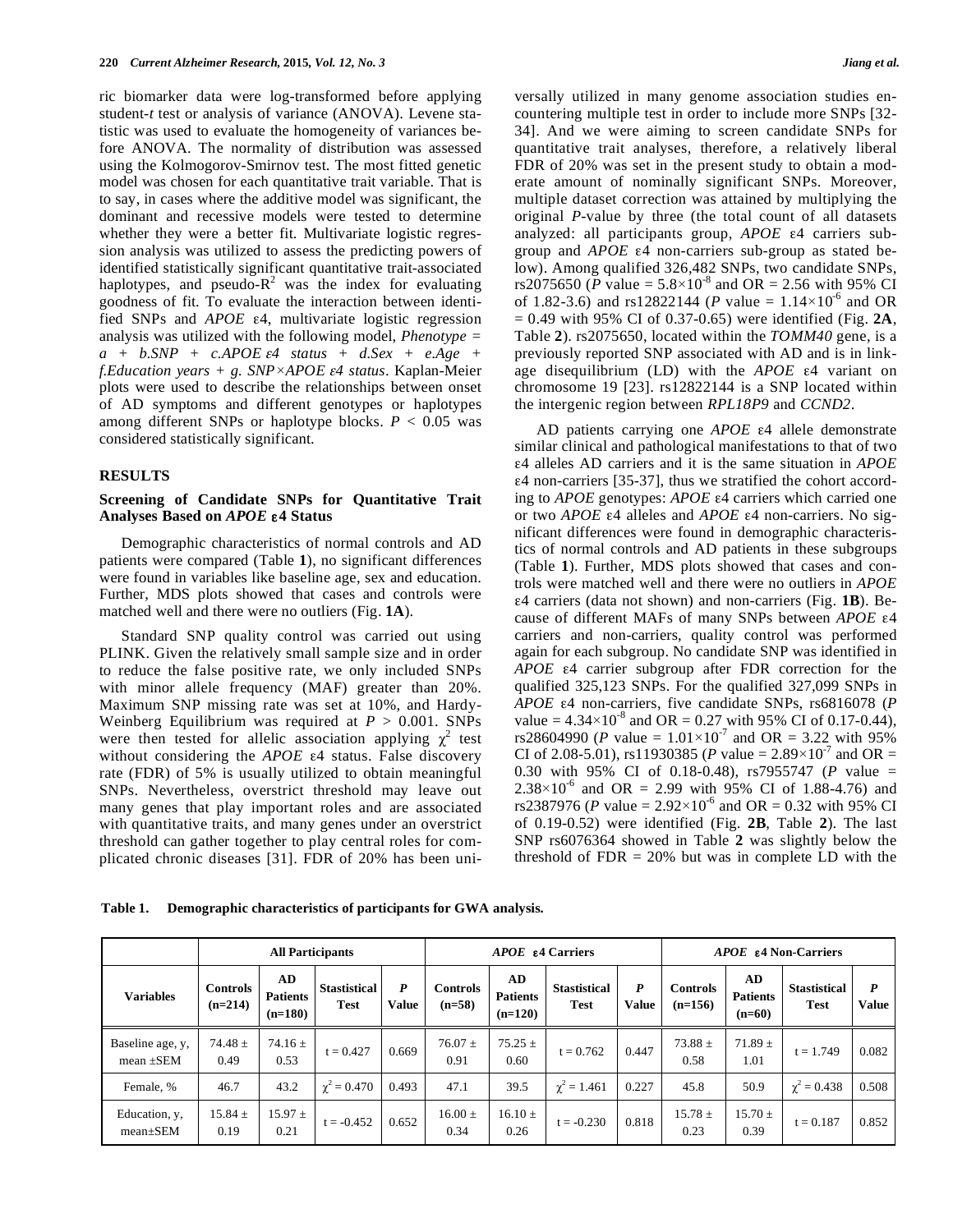ric biomarker data were log-transformed before applying student-*t* test or analysis of variance (ANOVA). Levene statistic was used to evaluate the homogeneity of variances before ANOVA. The normality of distribution was assessed using the Kolmogorov-Smirnov test. The most fitted genetic model was chosen for each quantitative trait variable. That is to say, in cases where the additive model was significant, the dominant and recessive models were tested to determine whether they were a better fit. Multivariate logistic regression analysis was utilized to assess the predicting powers of identified statistically significant quantitative trait-associated haplotypes, and pseudo-$R^2$ was the index for evaluating goodness of fit. To evaluate the interaction between identified SNPs and *APOE* ε4, multivariate logistic regression analysis was utilized with the following model, *Phenotype = a + b.SNP + c.APOE ε4 status + d.Sex + e.Age + f.Education years + g. SNP×APOE ε4 status*. Kaplan-Meier plots were used to describe the relationships between onset of AD symptoms and different genotypes or haplotypes among different SNPs or haplotype blocks. $P < 0.05$ was considered statistically significant.

## RESULTS

### Screening of Candidate SNPs for Quantitative Trait Analyses Based on *APOE* ε4 Status

Demographic characteristics of normal controls and AD patients were compared (Table **1**), no significant differences were found in variables like baseline age, sex and education. Further, MDS plots showed that cases and controls were matched well and there were no outliers (Fig. **1A**).

Standard SNP quality control was carried out using PLINK. Given the relatively small sample size and in order to reduce the false positive rate, we only included SNPs with minor allele frequency (MAF) greater than 20%. Maximum SNP missing rate was set at 10%, and Hardy-Weinberg Equilibrium was required at $P > 0.001$. SNPs were then tested for allelic association applying $\chi^2$ test without considering the *APOE* ε4 status. False discovery rate (FDR) of 5% is usually utilized to obtain meaningful SNPs. Nevertheless, overstrict threshold may leave out many genes that play important roles and are associated with quantitative traits, and many genes under an overstrict threshold can gather together to play central roles for complicated chronic diseases [31]. FDR of 20% has been universally utilized in many genome association studies encountering multiple test in order to include more SNPs [32-34]. And we were aiming to screen candidate SNPs for quantitative trait analyses, therefore, a relatively liberal FDR of 20% was set in the present study to obtain a moderate amount of nominally significant SNPs. Moreover, multiple dataset correction was attained by multiplying the original *P*-value by three (the total count of all datasets analyzed: all participants group, *APOE* ε4 carriers subgroup and *APOE* ε4 non-carriers sub-group as stated below). Among qualified 326,482 SNPs, two candidate SNPs, rs2075650 (*P* value = $5.8\times10^{-8}$ and OR = 2.56 with 95% CI of 1.82-3.6) and rs12822144 (*P* value = $1.14\times10^{-6}$ and OR = 0.49 with 95% CI of 0.37-0.65) were identified (Fig. **2A**, Table **2**). rs2075650, located within the *TOMM40* gene, is a previously reported SNP associated with AD and is in linkage disequilibrium (LD) with the *APOE* ε4 variant on chromosome 19 [23]. rs12822144 is a SNP located within the intergenic region between *RPL18P9* and *CCND2*.

AD patients carrying one *APOE* ε4 allele demonstrate similar clinical and pathological manifestations to that of two ε4 alleles AD carriers and it is the same situation in *APOE* ε4 non-carriers [35-37], thus we stratified the cohort according to *APOE* genotypes: *APOE* ε4 carriers which carried one or two *APOE* ε4 alleles and *APOE* ε4 non-carriers. No significant differences were found in demographic characteristics of normal controls and AD patients in these subgroups (Table **1**). Further, MDS plots showed that cases and controls were matched well and there were no outliers in *APOE* ε4 carriers (data not shown) and non-carriers (Fig. **1B**). Because of different MAFs of many SNPs between *APOE* ε4 carriers and non-carriers, quality control was performed again for each subgroup. No candidate SNP was identified in *APOE* ε4 carrier subgroup after FDR correction for the qualified 325,123 SNPs. For the qualified 327,099 SNPs in *APOE* ε4 non-carriers, five candidate SNPs, rs6816078 (*P* value = $4.34\times10^{-8}$ and OR = 0.27 with 95% CI of 0.17-0.44), rs28604990 (*P* value = $1.01\times10^{-7}$ and OR = 3.22 with 95% CI of 2.08-5.01), rs11930385 (*P* value = $2.89\times10^{-7}$ and OR = 0.30 with 95% CI of 0.18-0.48), rs7955747 (*P* value = $2.38\times10^{-6}$ and OR = 2.99 with 95% CI of 1.88-4.76) and rs2387976 (*P* value = $2.92\times10^{-6}$ and OR = 0.32 with 95% CI of 0.19-0.52) were identified (Fig. **2B**, Table **2**). The last SNP rs6076364 showed in Table **2** was slightly below the threshold of FDR = 20% but was in complete LD with the

**Table 1. Demographic characteristics of participants for GWA analysis.**

| Variables | All Participants | | | | *APOE* ε4 Carriers | | | | *APOE* ε4 Non-Carriers | | | |
|---|---|---|---|---|---|---|---|---|---|---|---|---|
| | Controls (n=214) | AD Patients (n=180) | Stastistical Test | *P* Value | Controls (n=58) | AD Patients (n=120) | Stastistical Test | *P* Value | Controls (n=156) | AD Patients (n=60) | Stastistical Test | *P* Value |
| Baseline age, y, mean ±SEM | 74.48 ± 0.49 | 74.16 ± 0.53 | t = 0.427 | 0.669 | 76.07 ± 0.91 | 75.25 ± 0.60 | t = 0.762 | 0.447 | 73.88 ± 0.58 | 71.89 ± 1.01 | t = 1.749 | 0.082 |
| Female, % | 46.7 | 43.2 | $\chi^2$ = 0.470 | 0.493 | 47.1 | 39.5 | $\chi^2$ = 1.461 | 0.227 | 45.8 | 50.9 | $\chi^2$ = 0.438 | 0.508 |
| Education, y, mean±SEM | 15.84 ± 0.19 | 15.97 ± 0.21 | t = -0.452 | 0.652 | 16.00 ± 0.34 | 16.10 ± 0.26 | t = -0.230 | 0.818 | 15.78 ± 0.23 | 15.70 ± 0.39 | t = 0.187 | 0.852 |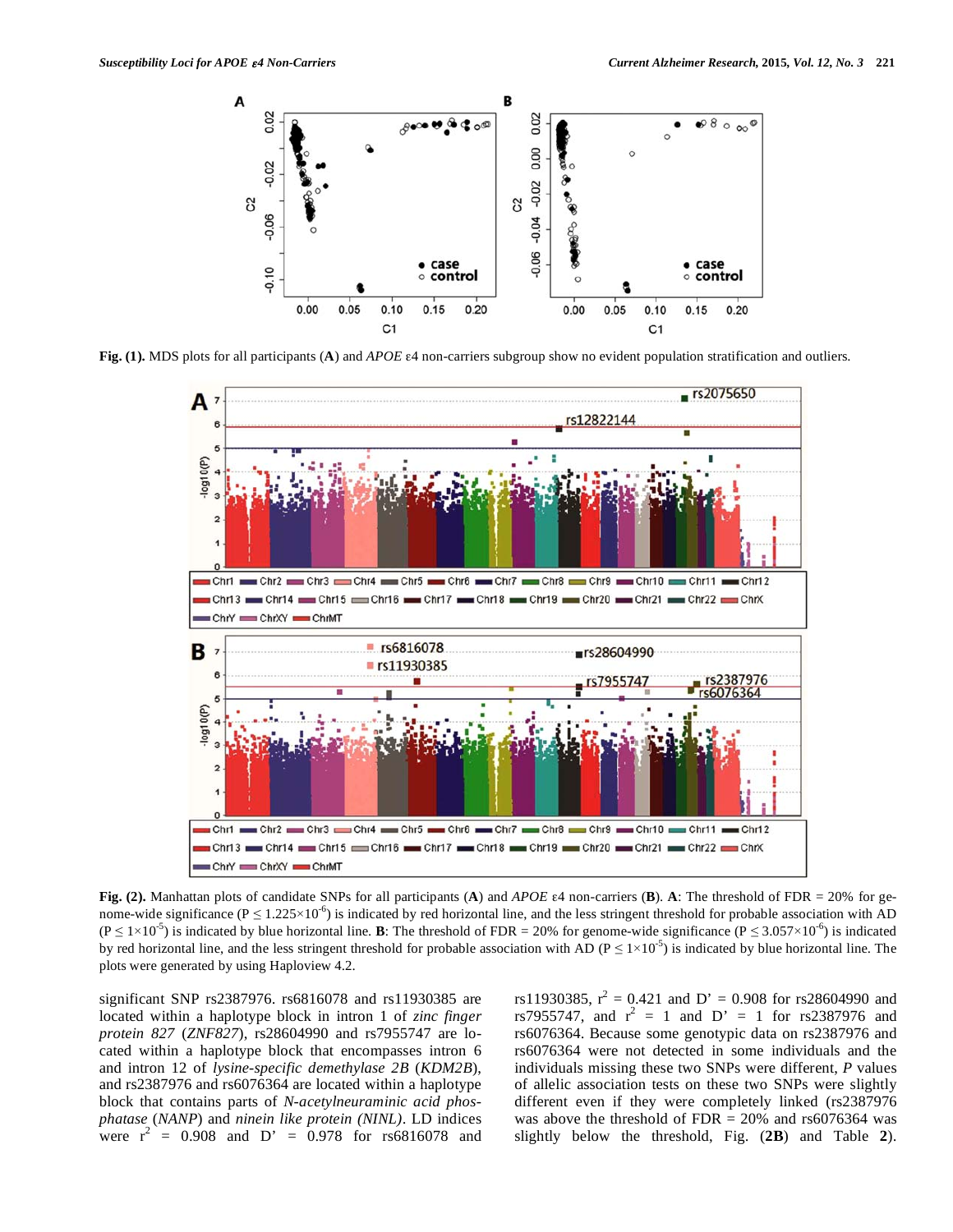**Fig. (1).** MDS plots for all participants (**A**) and *APOE* ε4 non-carriers subgroup show no evident population stratification and outliers.

**Fig. (2).** Manhattan plots of candidate SNPs for all participants (**A**) and *APOE* ε4 non-carriers (**B**). **A**: The threshold of FDR = 20% for genome-wide significance ($P \leq 1.225\times10^{-6}$) is indicated by red horizontal line, and the less stringent threshold for probable association with AD ($P \leq 1\times10^{-5}$) is indicated by blue horizontal line. **B**: The threshold of FDR = 20% for genome-wide significance ($P \leq 3.057\times10^{-6}$) is indicated by red horizontal line, and the less stringent threshold for probable association with AD ($P \leq 1\times10^{-5}$) is indicated by blue horizontal line. The plots were generated by using Haploview 4.2.

significant SNP rs2387976. rs6816078 and rs11930385 are located within a haplotype block in intron 1 of *zinc finger protein 827* (*ZNF827*), rs28604990 and rs7955747 are located within a haplotype block that encompasses intron 6 and intron 12 of *lysine-specific demethylase 2B* (*KDM2B*), and rs2387976 and rs6076364 are located within a haplotype block that contains parts of *N-acetylneuraminic acid phosphatase* (*NANP*) and *ninein like protein (NINL)*. LD indices were $r^2$ = 0.908 and D' = 0.978 for rs6816078 and rs11930385, $r^2$ = 0.421 and D' = 0.908 for rs28604990 and rs7955747, and $r^2$ = 1 and D' = 1 for rs2387976 and rs6076364. Because some genotypic data on rs2387976 and rs6076364 were not detected in some individuals and the individuals missing these two SNPs were different, *P* values of allelic association tests on these two SNPs were slightly different even if they were completely linked (rs2387976 was above the threshold of FDR = 20% and rs6076364 was slightly below the threshold, Fig. (**2B**) and Table **2**).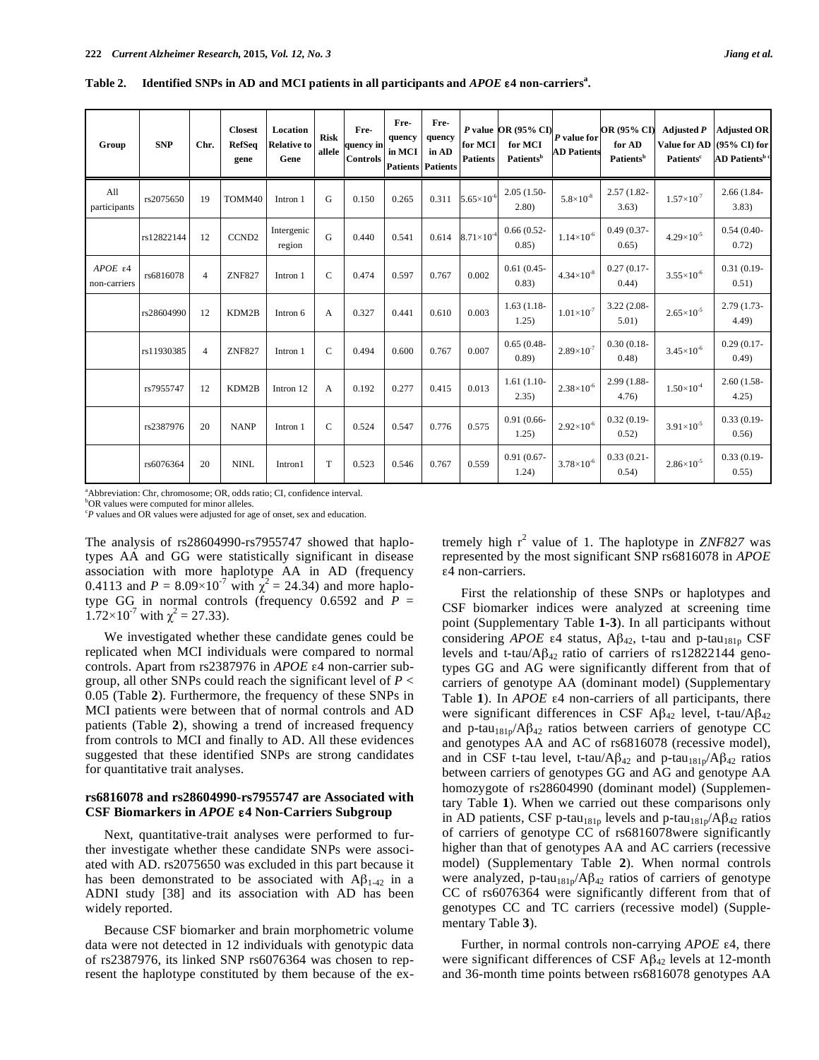**Table 2. Identified SNPs in AD and MCI patients in all participants and *APOE* ε4 non-carriers[a].**

| Group | SNP | Chr. | Closest RefSeq gene | Location Relative to Gene | Risk allele | Frequency in Controls | Frequency in MCI Patients | Frequency in AD Patients | *P* value for MCI Patients | OR (95% CI) for MCI Patients[b] | *P* value for AD Patients | OR (95% CI) for AD Patients[b] | Adjusted *P* Value for AD Patients[c] | Adjusted OR (95% CI) for AD Patients[b c] |
|---|---|---|---|---|---|---|---|---|---|---|---|---|---|---|
| All participants | rs2075650 | 19 | TOMM40 | Intron 1 | G | 0.150 | 0.265 | 0.311 | $5.65\times10^{-6}$ | 2.05 (1.50-2.80) | $5.8\times10^{-8}$ | 2.57 (1.82-3.63) | $1.57\times10^{-7}$ | 2.66 (1.84-3.83) |
| | rs12822144 | 12 | CCND2 | Intergenic region | G | 0.440 | 0.541 | 0.614 | $8.71\times10^{-4}$ | 0.66 (0.52-0.85) | $1.14\times10^{-6}$ | 0.49 (0.37-0.65) | $4.29\times10^{-5}$ | 0.54 (0.40-0.72) |
| *APOE* ε4 non-carriers | rs6816078 | 4 | ZNF827 | Intron 1 | C | 0.474 | 0.597 | 0.767 | 0.002 | 0.61 (0.45-0.83) | $4.34\times10^{-8}$ | 0.27 (0.17-0.44) | $3.55\times10^{-6}$ | 0.31 (0.19-0.51) |
| | rs28604990 | 12 | KDM2B | Intron 6 | A | 0.327 | 0.441 | 0.610 | 0.003 | 1.63 (1.18-1.25) | $1.01\times10^{-7}$ | 3.22 (2.08-5.01) | $2.65\times10^{-5}$ | 2.79 (1.73-4.49) |
| | rs11930385 | 4 | ZNF827 | Intron 1 | C | 0.494 | 0.600 | 0.767 | 0.007 | 0.65 (0.48-0.89) | $2.89\times10^{-7}$ | 0.30 (0.18-0.48) | $3.45\times10^{-6}$ | 0.29 (0.17-0.49) |
| | rs7955747 | 12 | KDM2B | Intron 12 | A | 0.192 | 0.277 | 0.415 | 0.013 | 1.61 (1.10-2.35) | $2.38\times10^{-6}$ | 2.99 (1.88-4.76) | $1.50\times10^{-4}$ | 2.60 (1.58-4.25) |
| | rs2387976 | 20 | NANP | Intron 1 | C | 0.524 | 0.547 | 0.776 | 0.575 | 0.91 (0.66-1.25) | $2.92\times10^{-6}$ | 0.32 (0.19-0.52) | $3.91\times10^{-5}$ | 0.33 (0.19-0.56) |
| | rs6076364 | 20 | NINL | Intron1 | T | 0.523 | 0.546 | 0.767 | 0.559 | 0.91 (0.67-1.24) | $3.78\times10^{-6}$ | 0.33 (0.21-0.54) | $2.86\times10^{-5}$ | 0.33 (0.19-0.55) |

[a]Abbreviation: Chr, chromosome; OR, odds ratio; CI, confidence interval.
[b]OR values were computed for minor alleles.
[c]*P* values and OR values were adjusted for age of onset, sex and education.

The analysis of rs28604990-rs7955747 showed that haplotypes AA and GG were statistically significant in disease association with more haplotype AA in AD (frequency 0.4113 and $P = 8.09\times10^{-7}$ with $\chi^2 = 24.34$) and more haplotype GG in normal controls (frequency 0.6592 and $P = 1.72\times10^{-7}$ with $\chi^2 = 27.33$).

We investigated whether these candidate genes could be replicated when MCI individuals were compared to normal controls. Apart from rs2387976 in *APOE* ε4 non-carrier subgroup, all other SNPs could reach the significant level of $P < 0.05$ (Table **2**). Furthermore, the frequency of these SNPs in MCI patients were between that of normal controls and AD patients (Table **2**), showing a trend of increased frequency from controls to MCI and finally to AD. All these evidences suggested that these identified SNPs are strong candidates for quantitative trait analyses.

### rs6816078 and rs28604990-rs7955747 are Associated with CSF Biomarkers in *APOE* ε4 Non-Carriers Subgroup

Next, quantitative-trait analyses were performed to further investigate whether these candidate SNPs were associated with AD. rs2075650 was excluded in this part because it has been demonstrated to be associated with $A\beta_{1-42}$ in a ADNI study [38] and its association with AD has been widely reported.

Because CSF biomarker and brain morphometric volume data were not detected in 12 individuals with genotypic data of rs2387976, its linked SNP rs6076364 was chosen to represent the haplotype constituted by them because of the extremely high $r^2$ value of 1. The haplotype in *ZNF827* was represented by the most significant SNP rs6816078 in *APOE* ε4 non-carriers.

First the relationship of these SNPs or haplotypes and CSF biomarker indices were analyzed at screening time point (Supplementary Table **1-3**). In all participants without considering *APOE* ε4 status, $A\beta_{42}$, t-tau and p-$tau_{181p}$ CSF levels and t-tau/$A\beta_{42}$ ratio of carriers of rs12822144 genotypes GG and AG were significantly different from that of carriers of genotype AA (dominant model) (Supplementary Table **1**). In *APOE* ε4 non-carriers of all participants, there were significant differences in CSF $A\beta_{42}$ level, t-tau/$A\beta_{42}$ and p-$tau_{181p}$/$A\beta_{42}$ ratios between carriers of genotype CC and genotypes AA and AC of rs6816078 (recessive model), and in CSF t-tau level, t-tau/$A\beta_{42}$ and p-$tau_{181p}$/$A\beta_{42}$ ratios between carriers of genotypes GG and AG and genotype AA homozygote of rs28604990 (dominant model) (Supplementary Table **1**). When we carried out these comparisons only in AD patients, CSF p-$tau_{181p}$ levels and p-$tau_{181p}$/$A\beta_{42}$ ratios of carriers of genotype CC of rs6816078were significantly higher than that of genotypes AA and AC carriers (recessive model) (Supplementary Table **2**). When normal controls were analyzed, p-$tau_{181p}$/$A\beta_{42}$ ratios of carriers of genotype CC of rs6076364 were significantly different from that of genotypes CC and TC carriers (recessive model) (Supplementary Table **3**).

Further, in normal controls non-carrying *APOE* ε4, there were significant differences of CSF $A\beta_{42}$ levels at 12-month and 36-month time points between rs6816078 genotypes AA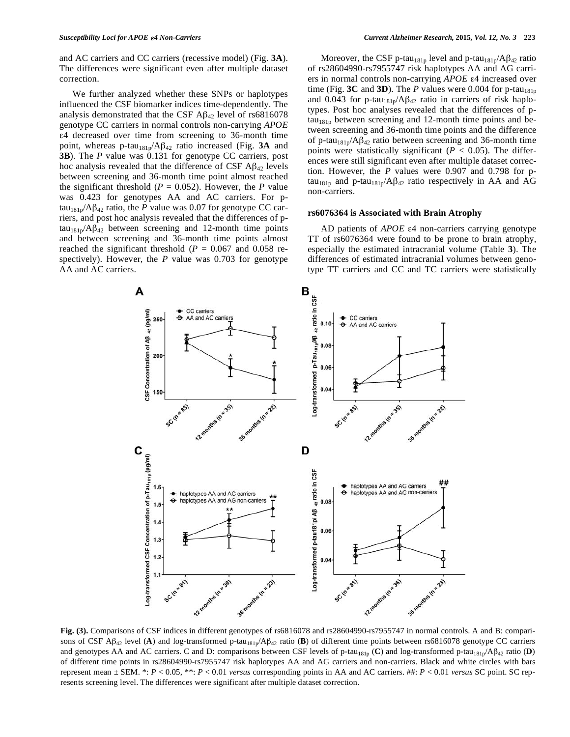and AC carriers and CC carriers (recessive model) (Fig. **3A**). The differences were significant even after multiple dataset correction.

We further analyzed whether these SNPs or haplotypes influenced the CSF biomarker indices time-dependently. The analysis demonstrated that the CSF $A\beta_{42}$ level of rs6816078 genotype CC carriers in normal controls non-carrying *APOE* ε4 decreased over time from screening to 36-month time point, whereas p-$tau_{181p}/A\beta_{42}$ ratio increased (Fig. **3A** and **3B**). The *P* value was 0.131 for genotype CC carriers, post hoc analysis revealed that the difference of CSF $A\beta_{42}$ levels between screening and 36-month time point almost reached the significant threshold ($P = 0.052$). However, the *P* value was 0.423 for genotypes AA and AC carriers. For p-$tau_{181p}/A\beta_{42}$ ratio, the *P* value was 0.07 for genotype CC carriers, and post hoc analysis revealed that the differences of p-$tau_{181p}/A\beta_{42}$ between screening and 12-month time points and between screening and 36-month time points almost reached the significant threshold ($P = 0.067$ and 0.058 respectively). However, the *P* value was 0.703 for genotype AA and AC carriers.

Moreover, the CSF p-$tau_{181p}$ level and p-$tau_{181p}/A\beta_{42}$ ratio of rs28604990-rs7955747 risk haplotypes AA and AG carriers in normal controls non-carrying *APOE* ε4 increased over time (Fig. **3C** and **3D**). The *P* values were 0.004 for p-$tau_{181p}$ and 0.043 for p-$tau_{181p}/A\beta_{42}$ ratio in carriers of risk haplotypes. Post hoc analyses revealed that the differences of p-$tau_{181p}$ between screening and 12-month time points and between screening and 36-month time points and the difference of p-$tau_{181p}/A\beta_{42}$ ratio between screening and 36-month time points were statistically significant ($P < 0.05$). The differences were still significant even after multiple dataset correction. However, the *P* values were 0.907 and 0.798 for p-$tau_{181p}$ and p-$tau_{181p}/A\beta_{42}$ ratio respectively in AA and AG non-carriers.

### rs6076364 is Associated with Brain Atrophy

AD patients of *APOE* ε4 non-carriers carrying genotype TT of rs6076364 were found to be prone to brain atrophy, especially the estimated intracranial volume (Table **3**). The differences of estimated intracranial volumes between genotype TT carriers and CC and TC carriers were statistically

**Fig. (3).** Comparisons of CSF indices in different genotypes of rs6816078 and rs28604990-rs7955747 in normal controls. A and B: comparisons of CSF $A\beta_{42}$ level (**A**) and log-transformed p-$tau_{181p}/A\beta_{42}$ ratio (**B**) of different time points between rs6816078 genotype CC carriers and genotypes AA and AC carriers. C and D: comparisons between CSF levels of p-$tau_{181p}$ (**C**) and log-transformed p-$tau_{181p}/A\beta_{42}$ ratio (**D**) of different time points in rs28604990-rs7955747 risk haplotypes AA and AG carriers and non-carriers. Black and white circles with bars represent mean ± SEM. *: $P < 0.05$, **: $P < 0.01$ *versus* corresponding points in AA and AC carriers. ##: $P < 0.01$ *versus* SC point. SC represents screening level. The differences were significant after multiple dataset correction.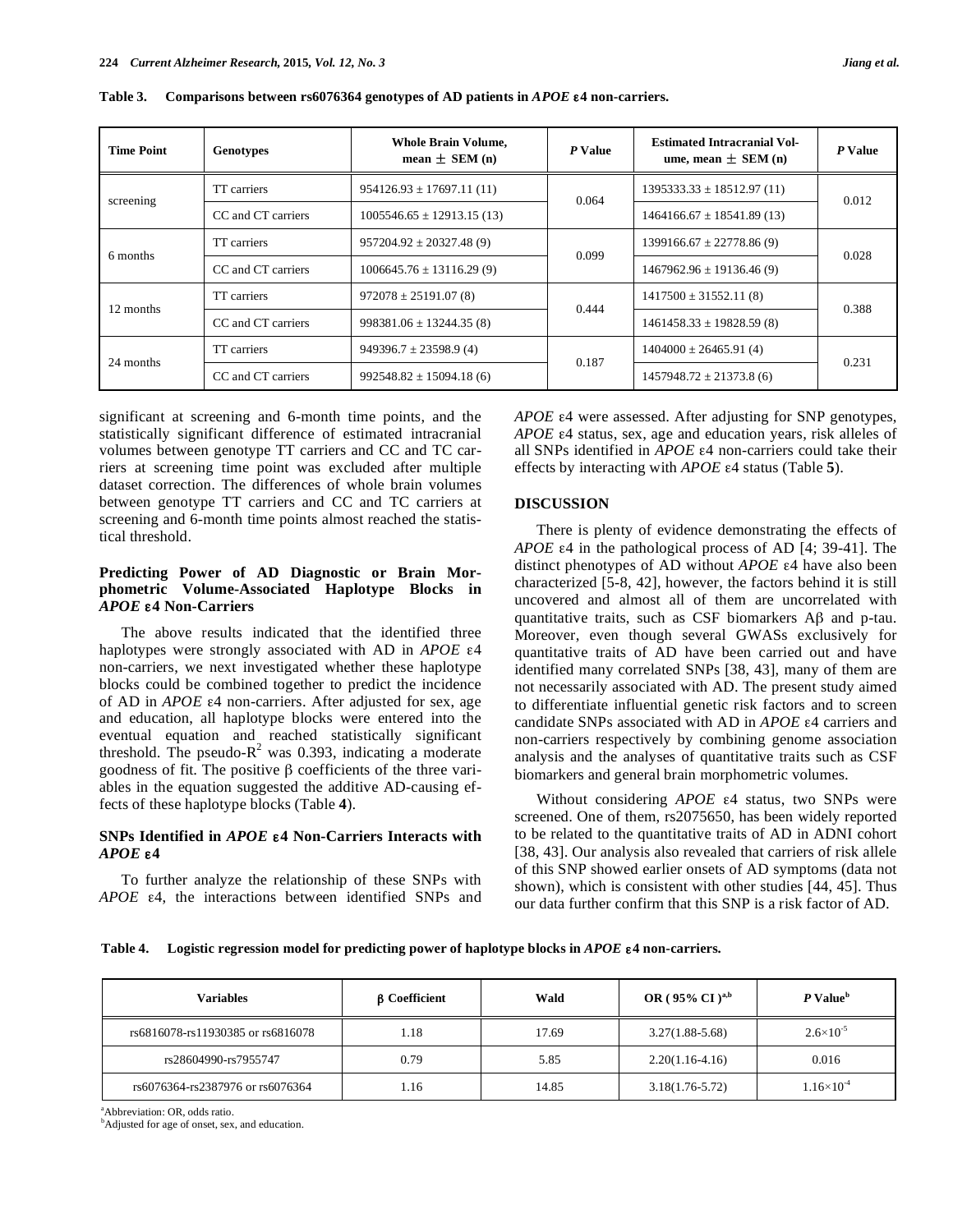**Table 3. Comparisons between rs6076364 genotypes of AD patients in *APOE* ε4 non-carriers.**

| Time Point | Genotypes | Whole Brain Volume, mean ± SEM (n) | *P* Value | Estimated Intracranial Volume, mean ± SEM (n) | *P* Value |
|---|---|---|---|---|---|
| screening | TT carriers | 954126.93 ± 17697.11 (11) | 0.064 | 1395333.33 ± 18512.97 (11) | 0.012 |
| | CC and CT carriers | 1005546.65 ± 12913.15 (13) | | 1464166.67 ± 18541.89 (13) | |
| 6 months | TT carriers | 957204.92 ± 20327.48 (9) | 0.099 | 1399166.67 ± 22778.86 (9) | 0.028 |
| | CC and CT carriers | 1006645.76 ± 13116.29 (9) | | 1467962.96 ± 19136.46 (9) | |
| 12 months | TT carriers | 972078 ± 25191.07 (8) | 0.444 | 1417500 ± 31552.11 (8) | 0.388 |
| | CC and CT carriers | 998381.06 ± 13244.35 (8) | | 1461458.33 ± 19828.59 (8) | |
| 24 months | TT carriers | 949396.7 ± 23598.9 (4) | 0.187 | 1404000 ± 26465.91 (4) | 0.231 |
| | CC and CT carriers | 992548.82 ± 15094.18 (6) | | 1457948.72 ± 21373.8 (6) | |

significant at screening and 6-month time points, and the statistically significant difference of estimated intracranial volumes between genotype TT carriers and CC and TC carriers at screening time point was excluded after multiple dataset correction. The differences of whole brain volumes between genotype TT carriers and CC and TC carriers at screening and 6-month time points almost reached the statistical threshold.

### Predicting Power of AD Diagnostic or Brain Morphometric Volume-Associated Haplotype Blocks in *APOE* ε4 Non-Carriers

The above results indicated that the identified three haplotypes were strongly associated with AD in *APOE* ε4 non-carriers, we next investigated whether these haplotype blocks could be combined together to predict the incidence of AD in *APOE* ε4 non-carriers. After adjusted for sex, age and education, all haplotype blocks were entered into the eventual equation and reached statistically significant threshold. The pseudo-$R^2$ was 0.393, indicating a moderate goodness of fit. The positive β coefficients of the three variables in the equation suggested the additive AD-causing effects of these haplotype blocks (Table **4**).

### SNPs Identified in *APOE* ε4 Non-Carriers Interacts with *APOE* ε4

To further analyze the relationship of these SNPs with *APOE* ε4, the interactions between identified SNPs and *APOE* ε4 were assessed. After adjusting for SNP genotypes, *APOE* ε4 status, sex, age and education years, risk alleles of all SNPs identified in *APOE* ε4 non-carriers could take their effects by interacting with *APOE* ε4 status (Table **5**).

## DISCUSSION

There is plenty of evidence demonstrating the effects of *APOE* ε4 in the pathological process of AD [4; 39-41]. The distinct phenotypes of AD without *APOE* ε4 have also been characterized [5-8, 42], however, the factors behind it is still uncovered and almost all of them are uncorrelated with quantitative traits, such as CSF biomarkers Aβ and p-tau. Moreover, even though several GWASs exclusively for quantitative traits of AD have been carried out and have identified many correlated SNPs [38, 43], many of them are not necessarily associated with AD. The present study aimed to differentiate influential genetic risk factors and to screen candidate SNPs associated with AD in *APOE* ε4 carriers and non-carriers respectively by combining genome association analysis and the analyses of quantitative traits such as CSF biomarkers and general brain morphometric volumes.

Without considering *APOE* ε4 status, two SNPs were screened. One of them, rs2075650, has been widely reported to be related to the quantitative traits of AD in ADNI cohort [38, 43]. Our analysis also revealed that carriers of risk allele of this SNP showed earlier onsets of AD symptoms (data not shown), which is consistent with other studies [44, 45]. Thus our data further confirm that this SNP is a risk factor of AD.

**Table 4. Logistic regression model for predicting power of haplotype blocks in *APOE* ε4 non-carriers.**

| Variables | β Coefficient | Wald | OR ( 95% CI )[a,b] | *P* Value[b] |
|---|---|---|---|---|
| rs6816078-rs11930385 or rs6816078 | 1.18 | 17.69 | 3.27(1.88-5.68) | $2.6\times10^{-5}$ |
| rs28604990-rs7955747 | 0.79 | 5.85 | 2.20(1.16-4.16) | 0.016 |
| rs6076364-rs2387976 or rs6076364 | 1.16 | 14.85 | 3.18(1.76-5.72) | $1.16\times10^{-4}$ |

[a]Abbreviation: OR, odds ratio.
[b]Adjusted for age of onset, sex, and education.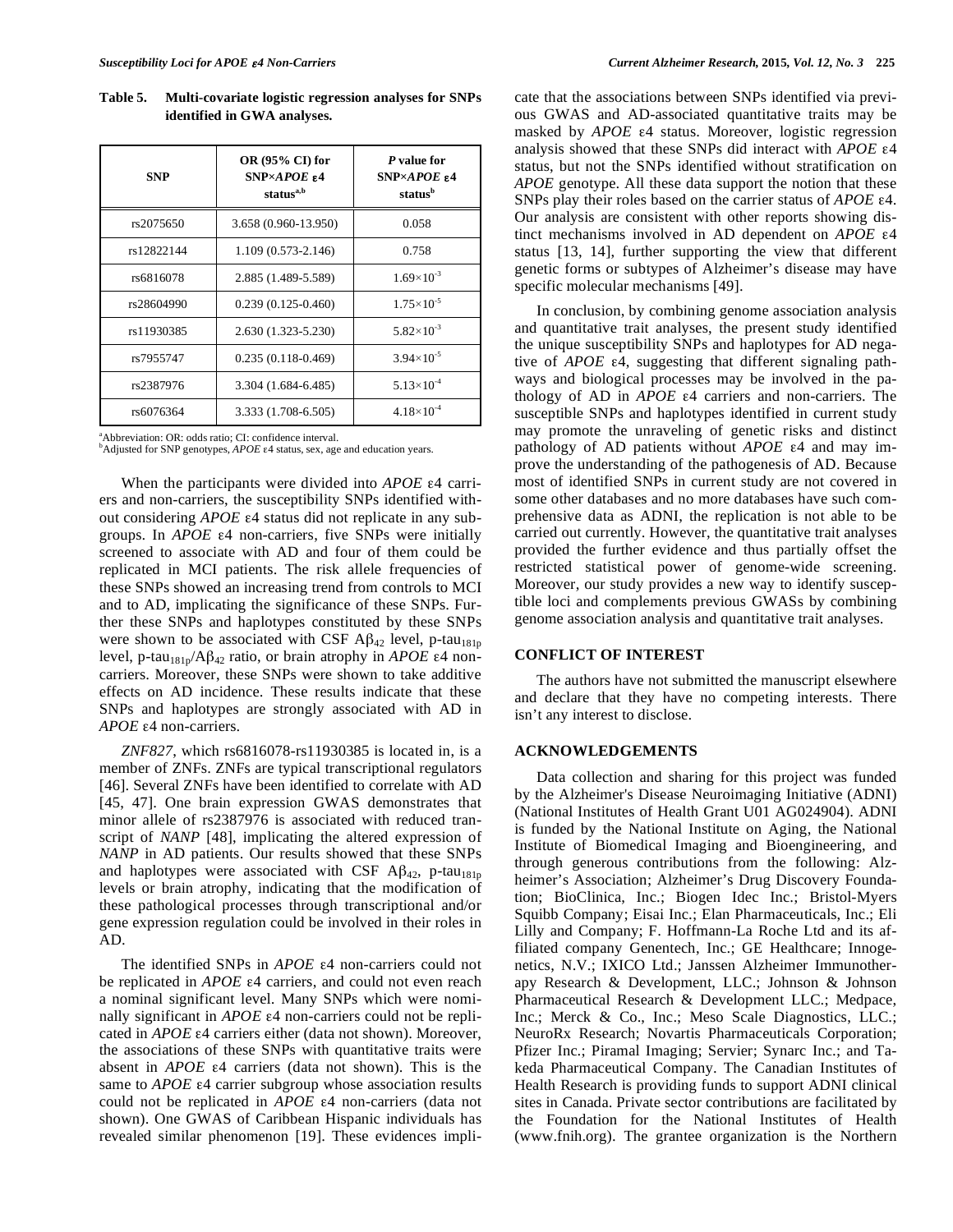**Table 5. Multi-covariate logistic regression analyses for SNPs identified in GWA analyses.**

| SNP | OR (95% CI) for SNP×*APOE* ε4 status[a,b] | *P* value for SNP×*APOE* ε4 status[b] |
|---|---|---|
| rs2075650 | 3.658 (0.960-13.950) | 0.058 |
| rs12822144 | 1.109 (0.573-2.146) | 0.758 |
| rs6816078 | 2.885 (1.489-5.589) | $1.69{\times}10^{-3}$ |
| rs28604990 | 0.239 (0.125-0.460) | $1.75{\times}10^{-5}$ |
| rs11930385 | 2.630 (1.323-5.230) | $5.82{\times}10^{-3}$ |
| rs7955747 | 0.235 (0.118-0.469) | $3.94{\times}10^{-5}$ |
| rs2387976 | 3.304 (1.684-6.485) | $5.13{\times}10^{-4}$ |
| rs6076364 | 3.333 (1.708-6.505) | $4.18{\times}10^{-4}$ |

[a]Abbreviation: OR: odds ratio; CI: confidence interval.
[b]Adjusted for SNP genotypes, *APOE* ε4 status, sex, age and education years.

When the participants were divided into *APOE* ε4 carriers and non-carriers, the susceptibility SNPs identified without considering *APOE* ε4 status did not replicate in any subgroups. In *APOE* ε4 non-carriers, five SNPs were initially screened to associate with AD and four of them could be replicated in MCI patients. The risk allele frequencies of these SNPs showed an increasing trend from controls to MCI and to AD, implicating the significance of these SNPs. Further these SNPs and haplotypes constituted by these SNPs were shown to be associated with CSF $A\beta_{42}$ level, p-$tau_{181p}$ level, p-$tau_{181p}/A\beta_{42}$ ratio, or brain atrophy in *APOE* ε4 non-carriers. Moreover, these SNPs were shown to take additive effects on AD incidence. These results indicate that these SNPs and haplotypes are strongly associated with AD in *APOE* ε4 non-carriers.

*ZNF827*, which rs6816078-rs11930385 is located in, is a member of ZNFs. ZNFs are typical transcriptional regulators [46]. Several ZNFs have been identified to correlate with AD [45, 47]. One brain expression GWAS demonstrates that minor allele of rs2387976 is associated with reduced transcript of *NANP* [48], implicating the altered expression of *NANP* in AD patients. Our results showed that these SNPs and haplotypes were associated with CSF $A\beta_{42}$, p-$tau_{181p}$ levels or brain atrophy, indicating that the modification of these pathological processes through transcriptional and/or gene expression regulation could be involved in their roles in AD.

The identified SNPs in *APOE* ε4 non-carriers could not be replicated in *APOE* ε4 carriers, and could not even reach a nominal significant level. Many SNPs which were nominally significant in *APOE* ε4 non-carriers could not be replicated in *APOE* ε4 carriers either (data not shown). Moreover, the associations of these SNPs with quantitative traits were absent in *APOE* ε4 carriers (data not shown). This is the same to *APOE* ε4 carrier subgroup whose association results could not be replicated in *APOE* ε4 non-carriers (data not shown). One GWAS of Caribbean Hispanic individuals has revealed similar phenomenon [19]. These evidences implicate that the associations between SNPs identified via previous GWAS and AD-associated quantitative traits may be masked by *APOE* ε4 status. Moreover, logistic regression analysis showed that these SNPs did interact with *APOE* ε4 status, but not the SNPs identified without stratification on *APOE* genotype. All these data support the notion that these SNPs play their roles based on the carrier status of *APOE* ε4. Our analysis are consistent with other reports showing distinct mechanisms involved in AD dependent on *APOE* ε4 status [13, 14], further supporting the view that different genetic forms or subtypes of Alzheimer's disease may have specific molecular mechanisms [49].

In conclusion, by combining genome association analysis and quantitative trait analyses, the present study identified the unique susceptibility SNPs and haplotypes for AD negative of *APOE* ε4, suggesting that different signaling pathways and biological processes may be involved in the pathology of AD in *APOE* ε4 carriers and non-carriers. The susceptible SNPs and haplotypes identified in current study may promote the unraveling of genetic risks and distinct pathology of AD patients without *APOE* ε4 and may improve the understanding of the pathogenesis of AD. Because most of identified SNPs in current study are not covered in some other databases and no more databases have such comprehensive data as ADNI, the replication is not able to be carried out currently. However, the quantitative trait analyses provided the further evidence and thus partially offset the restricted statistical power of genome-wide screening. Moreover, our study provides a new way to identify susceptible loci and complements previous GWASs by combining genome association analysis and quantitative trait analyses.

## CONFLICT OF INTEREST

The authors have not submitted the manuscript elsewhere and declare that they have no competing interests. There isn't any interest to disclose.

## ACKNOWLEDGEMENTS

Data collection and sharing for this project was funded by the Alzheimer's Disease Neuroimaging Initiative (ADNI) (National Institutes of Health Grant U01 AG024904). ADNI is funded by the National Institute on Aging, the National Institute of Biomedical Imaging and Bioengineering, and through generous contributions from the following: Alzheimer's Association; Alzheimer's Drug Discovery Foundation; BioClinica, Inc.; Biogen Idec Inc.; Bristol-Myers Squibb Company; Eisai Inc.; Elan Pharmaceuticals, Inc.; Eli Lilly and Company; F. Hoffmann-La Roche Ltd and its affiliated company Genentech, Inc.; GE Healthcare; Innogenetics, N.V.; IXICO Ltd.; Janssen Alzheimer Immunotherapy Research & Development, LLC.; Johnson & Johnson Pharmaceutical Research & Development LLC.; Medpace, Inc.; Merck & Co., Inc.; Meso Scale Diagnostics, LLC.; NeuroRx Research; Novartis Pharmaceuticals Corporation; Pfizer Inc.; Piramal Imaging; Servier; Synarc Inc.; and Takeda Pharmaceutical Company. The Canadian Institutes of Health Research is providing funds to support ADNI clinical sites in Canada. Private sector contributions are facilitated by the Foundation for the National Institutes of Health (www.fnih.org). The grantee organization is the Northern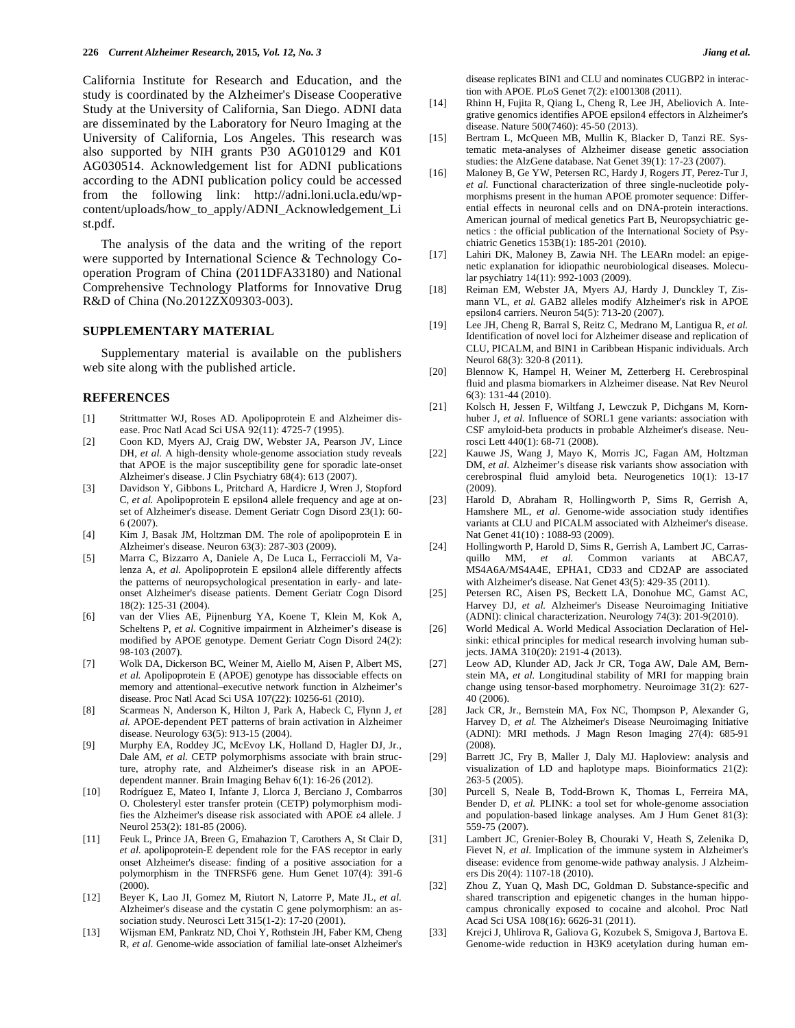California Institute for Research and Education, and the study is coordinated by the Alzheimer's Disease Cooperative Study at the University of California, San Diego. ADNI data are disseminated by the Laboratory for Neuro Imaging at the University of California, Los Angeles. This research was also supported by NIH grants P30 AG010129 and K01 AG030514. Acknowledgement list for ADNI publications according to the ADNI publication policy could be accessed from the following link: http://adni.loni.ucla.edu/wp-content/uploads/how_to_apply/ADNI_Acknowledgement_List.pdf.

The analysis of the data and the writing of the report were supported by International Science & Technology Co-operation Program of China (2011DFA33180) and National Comprehensive Technology Platforms for Innovative Drug R&D of China (No.2012ZX09303-003).

## SUPPLEMENTARY MATERIAL

Supplementary material is available on the publishers web site along with the published article.

## REFERENCES

[1] Strittmatter WJ, Roses AD. Apolipoprotein E and Alzheimer disease. Proc Natl Acad Sci USA 92(11): 4725-7 (1995).

[2] Coon KD, Myers AJ, Craig DW, Webster JA, Pearson JV, Lince DH, *et al.* A high-density whole-genome association study reveals that APOE is the major susceptibility gene for sporadic late-onset Alzheimer's disease. J Clin Psychiatry 68(4): 613 (2007).

[3] Davidson Y, Gibbons L, Pritchard A, Hardicre J, Wren J, Stopford C, *et al.* Apolipoprotein E epsilon4 allele frequency and age at onset of Alzheimer's disease. Dement Geriatr Cogn Disord 23(1): 60-6 (2007).

[4] Kim J, Basak JM, Holtzman DM. The role of apolipoprotein E in Alzheimer's disease. Neuron 63(3): 287-303 (2009).

[5] Marra C, Bizzarro A, Daniele A, De Luca L, Ferraccioli M, Valenza A, *et al.* Apolipoprotein E epsilon4 allele differently affects the patterns of neuropsychological presentation in early- and late-onset Alzheimer's disease patients. Dement Geriatr Cogn Disord 18(2): 125-31 (2004).

[6] van der Vlies AE, Pijnenburg YA, Koene T, Klein M, Kok A, Scheltens P, *et al.* Cognitive impairment in Alzheimer's disease is modified by APOE genotype. Dement Geriatr Cogn Disord 24(2): 98-103 (2007).

[7] Wolk DA, Dickerson BC, Weiner M, Aiello M, Aisen P, Albert MS, *et al.* Apolipoprotein E (APOE) genotype has dissociable effects on memory and attentional–executive network function in Alzheimer's disease. Proc Natl Acad Sci USA 107(22): 10256-61 (2010).

[8] Scarmeas N, Anderson K, Hilton J, Park A, Habeck C, Flynn J, *et al.* APOE-dependent PET patterns of brain activation in Alzheimer disease. Neurology 63(5): 913-15 (2004).

[9] Murphy EA, Roddey JC, McEvoy LK, Holland D, Hagler DJ, Jr., Dale AM, *et al.* CETP polymorphisms associate with brain structure, atrophy rate, and Alzheimer's disease risk in an APOE-dependent manner. Brain Imaging Behav 6(1): 16-26 (2012).

[10] Rodríguez E, Mateo I, Infante J, Llorca J, Berciano J, Combarros O. Cholesteryl ester transfer protein (CETP) polymorphism modifies the Alzheimer's disease risk associated with APOE ε4 allele. J Neurol 253(2): 181-85 (2006).

[11] Feuk L, Prince JA, Breen G, Emahazion T, Carothers A, St Clair D, *et al.* apolipoprotein-E dependent role for the FAS receptor in early onset Alzheimer's disease: finding of a positive association for a polymorphism in the TNFRSF6 gene. Hum Genet 107(4): 391-6 (2000).

[12] Beyer K, Lao JI, Gomez M, Riutort N, Latorre P, Mate JL, *et al.* Alzheimer's disease and the cystatin C gene polymorphism: an association study. Neurosci Lett 315(1-2): 17-20 (2001).

[13] Wijsman EM, Pankratz ND, Choi Y, Rothstein JH, Faber KM, Cheng R, *et al.* Genome-wide association of familial late-onset Alzheimer's disease replicates BIN1 and CLU and nominates CUGBP2 in interaction with APOE. PLoS Genet 7(2): e1001308 (2011).

[14] Rhinn H, Fujita R, Qiang L, Cheng R, Lee JH, Abeliovich A. Integrative genomics identifies APOE epsilon4 effectors in Alzheimer's disease. Nature 500(7460): 45-50 (2013).

[15] Bertram L, McQueen MB, Mullin K, Blacker D, Tanzi RE. Systematic meta-analyses of Alzheimer disease genetic association studies: the AlzGene database. Nat Genet 39(1): 17-23 (2007).

[16] Maloney B, Ge YW, Petersen RC, Hardy J, Rogers JT, Perez-Tur J, *et al.* Functional characterization of three single-nucleotide polymorphisms present in the human APOE promoter sequence: Differential effects in neuronal cells and on DNA-protein interactions. American journal of medical genetics Part B, Neuropsychiatric genetics : the official publication of the International Society of Psychiatric Genetics 153B(1): 185-201 (2010).

[17] Lahiri DK, Maloney B, Zawia NH. The LEARn model: an epigenetic explanation for idiopathic neurobiological diseases. Molecular psychiatry 14(11): 992-1003 (2009).

[18] Reiman EM, Webster JA, Myers AJ, Hardy J, Dunckley T, Zismann VL, *et al.* GAB2 alleles modify Alzheimer's risk in APOE epsilon4 carriers. Neuron 54(5): 713-20 (2007).

[19] Lee JH, Cheng R, Barral S, Reitz C, Medrano M, Lantigua R, *et al.* Identification of novel loci for Alzheimer disease and replication of CLU, PICALM, and BIN1 in Caribbean Hispanic individuals. Arch Neurol 68(3): 320-8 (2011).

[20] Blennow K, Hampel H, Weiner M, Zetterberg H. Cerebrospinal fluid and plasma biomarkers in Alzheimer disease. Nat Rev Neurol 6(3): 131-44 (2010).

[21] Kolsch H, Jessen F, Wiltfang J, Lewczuk P, Dichgans M, Kornhuber J, *et al.* Influence of SORL1 gene variants: association with CSF amyloid-beta products in probable Alzheimer's disease. Neurosci Lett 440(1): 68-71 (2008).

[22] Kauwe JS, Wang J, Mayo K, Morris JC, Fagan AM, Holtzman DM, *et al.* Alzheimer's disease risk variants show association with cerebrospinal fluid amyloid beta. Neurogenetics 10(1): 13-17 (2009).

[23] Harold D, Abraham R, Hollingworth P, Sims R, Gerrish A, Hamshere ML, *et al.* Genome-wide association study identifies variants at CLU and PICALM associated with Alzheimer's disease. Nat Genet 41(10) : 1088-93 (2009).

[24] Hollingworth P, Harold D, Sims R, Gerrish A, Lambert JC, Carrasquillo MM, *et al.* Common variants at ABCA7, MS4A6A/MS4A4E, EPHA1, CD33 and CD2AP are associated with Alzheimer's disease. Nat Genet 43(5): 429-35 (2011).

[25] Petersen RC, Aisen PS, Beckett LA, Donohue MC, Gamst AC, Harvey DJ, *et al.* Alzheimer's Disease Neuroimaging Initiative (ADNI): clinical characterization. Neurology 74(3): 201-9(2010).

[26] World Medical A. World Medical Association Declaration of Helsinki: ethical principles for medical research involving human subjects. JAMA 310(20): 2191-4 (2013).

[27] Leow AD, Klunder AD, Jack Jr CR, Toga AW, Dale AM, Bernstein MA, *et al.* Longitudinal stability of MRI for mapping brain change using tensor-based morphometry. Neuroimage 31(2): 627-40 (2006).

[28] Jack CR, Jr., Bernstein MA, Fox NC, Thompson P, Alexander G, Harvey D, *et al.* The Alzheimer's Disease Neuroimaging Initiative (ADNI): MRI methods. J Magn Reson Imaging 27(4): 685-91 (2008).

[29] Barrett JC, Fry B, Maller J, Daly MJ. Haploview: analysis and visualization of LD and haplotype maps. Bioinformatics 21(2): 263-5 (2005).

[30] Purcell S, Neale B, Todd-Brown K, Thomas L, Ferreira MA, Bender D, *et al.* PLINK: a tool set for whole-genome association and population-based linkage analyses. Am J Hum Genet 81(3): 559-75 (2007).

[31] Lambert JC, Grenier-Boley B, Chouraki V, Heath S, Zelenika D, Fievet N, *et al.* Implication of the immune system in Alzheimer's disease: evidence from genome-wide pathway analysis. J Alzheimers Dis 20(4): 1107-18 (2010).

[32] Zhou Z, Yuan Q, Mash DC, Goldman D. Substance-specific and shared transcription and epigenetic changes in the human hippocampus chronically exposed to cocaine and alcohol. Proc Natl Acad Sci USA 108(16): 6626-31 (2011).

[33] Krejci J, Uhlirova R, Galiova G, Kozubek S, Smigova J, Bartova E. Genome-wide reduction in H3K9 acetylation during human em-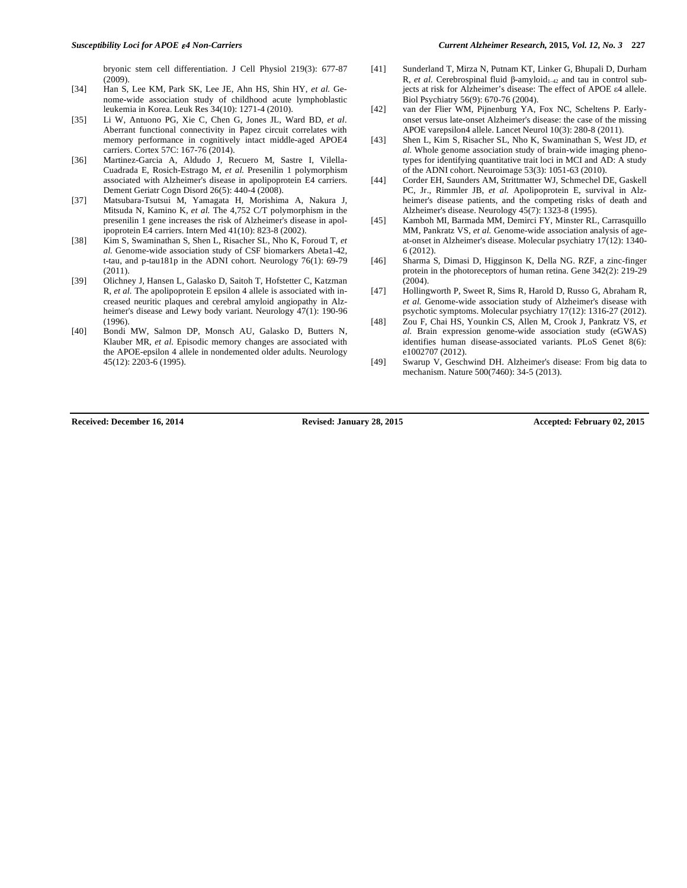bryonic stem cell differentiation. J Cell Physiol 219(3): 677-87 (2009).

[34] Han S, Lee KM, Park SK, Lee JE, Ahn HS, Shin HY, *et al.* Genome-wide association study of childhood acute lymphoblastic leukemia in Korea. Leuk Res 34(10): 1271-4 (2010).

[35] Li W, Antuono PG, Xie C, Chen G, Jones JL, Ward BD, *et al*. Aberrant functional connectivity in Papez circuit correlates with memory performance in cognitively intact middle-aged APOE4 carriers. Cortex 57C: 167-76 (2014).

[36] Martinez-Garcia A, Aldudo J, Recuero M, Sastre I, Vilella-Cuadrada E, Rosich-Estrago M, *et al.* Presenilin 1 polymorphism associated with Alzheimer's disease in apolipoprotein E4 carriers. Dement Geriatr Cogn Disord 26(5): 440-4 (2008).

[37] Matsubara-Tsutsui M, Yamagata H, Morishima A, Nakura J, Mitsuda N, Kamino K, *et al.* The 4,752 C/T polymorphism in the presenilin 1 gene increases the risk of Alzheimer's disease in apolipoprotein E4 carriers. Intern Med 41(10): 823-8 (2002).

[38] Kim S, Swaminathan S, Shen L, Risacher SL, Nho K, Foroud T, *et al.* Genome-wide association study of CSF biomarkers Abeta1-42, t-tau, and p-tau181p in the ADNI cohort. Neurology 76(1): 69-79 (2011).

[39] Olichney J, Hansen L, Galasko D, Saitoh T, Hofstetter C, Katzman R, *et al.* The apolipoprotein E epsilon 4 allele is associated with increased neuritic plaques and cerebral amyloid angiopathy in Alzheimer's disease and Lewy body variant. Neurology 47(1): 190-96 (1996).

[40] Bondi MW, Salmon DP, Monsch AU, Galasko D, Butters N, Klauber MR, *et al.* Episodic memory changes are associated with the APOE-epsilon 4 allele in nondemented older adults. Neurology 45(12): 2203-6 (1995).

[41] Sunderland T, Mirza N, Putnam KT, Linker G, Bhupali D, Durham R, *et al.* Cerebrospinal fluid β-amyloid$_{1–42}$ and tau in control subjects at risk for Alzheimer's disease: The effect of APOE ε4 allele. Biol Psychiatry 56(9): 670-76 (2004).

[42] van der Flier WM, Pijnenburg YA, Fox NC, Scheltens P. Early-onset versus late-onset Alzheimer's disease: the case of the missing APOE varepsilon4 allele. Lancet Neurol 10(3): 280-8 (2011).

[43] Shen L, Kim S, Risacher SL, Nho K, Swaminathan S, West JD, *et al.* Whole genome association study of brain-wide imaging phenotypes for identifying quantitative trait loci in MCI and AD: A study of the ADNI cohort. Neuroimage 53(3): 1051-63 (2010).

[44] Corder EH, Saunders AM, Strittmatter WJ, Schmechel DE, Gaskell PC, Jr., Rimmler JB, *et al.* Apolipoprotein E, survival in Alzheimer's disease patients, and the competing risks of death and Alzheimer's disease. Neurology 45(7): 1323-8 (1995).

[45] Kamboh MI, Barmada MM, Demirci FY, Minster RL, Carrasquillo MM, Pankratz VS, *et al.* Genome-wide association analysis of age-at-onset in Alzheimer's disease. Molecular psychiatry 17(12): 1340-6 (2012).

[46] Sharma S, Dimasi D, Higginson K, Della NG. RZF, a zinc-finger protein in the photoreceptors of human retina. Gene 342(2): 219-29 (2004).

[47] Hollingworth P, Sweet R, Sims R, Harold D, Russo G, Abraham R, *et al.* Genome-wide association study of Alzheimer's disease with psychotic symptoms. Molecular psychiatry 17(12): 1316-27 (2012).

[48] Zou F, Chai HS, Younkin CS, Allen M, Crook J, Pankratz VS, *et al.* Brain expression genome-wide association study (eGWAS) identifies human disease-associated variants. PLoS Genet 8(6): e1002707 (2012).

[49] Swarup V, Geschwind DH. Alzheimer's disease: From big data to mechanism. Nature 500(7460): 34-5 (2013).

**Received: December 16, 2014** **Revised: January 28, 2015** **Accepted: February 02, 2015**